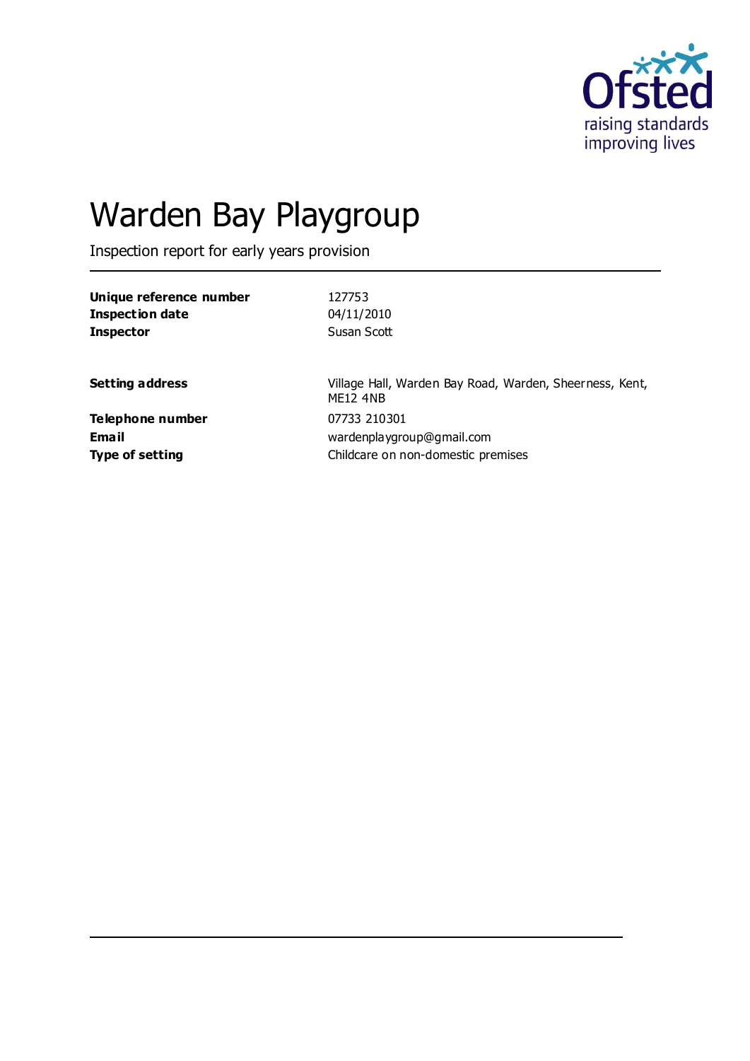# Warden Bay Playgroup

Inspection report for early years provision

| | |
|---|---|
| **Unique reference number** | 127753 |
| **Inspection date** | 04/11/2010 |
| **Inspector** | Susan Scott |

| | |
|---|---|
| **Setting address** | Village Hall, Warden Bay Road, Warden, Sheerness, Kent, ME12 4NB |
| **Telephone number** | 07733 210301 |
| **Email** | wardenplaygroup@gmail.com |
| **Type of setting** | Childcare on non-domestic premises |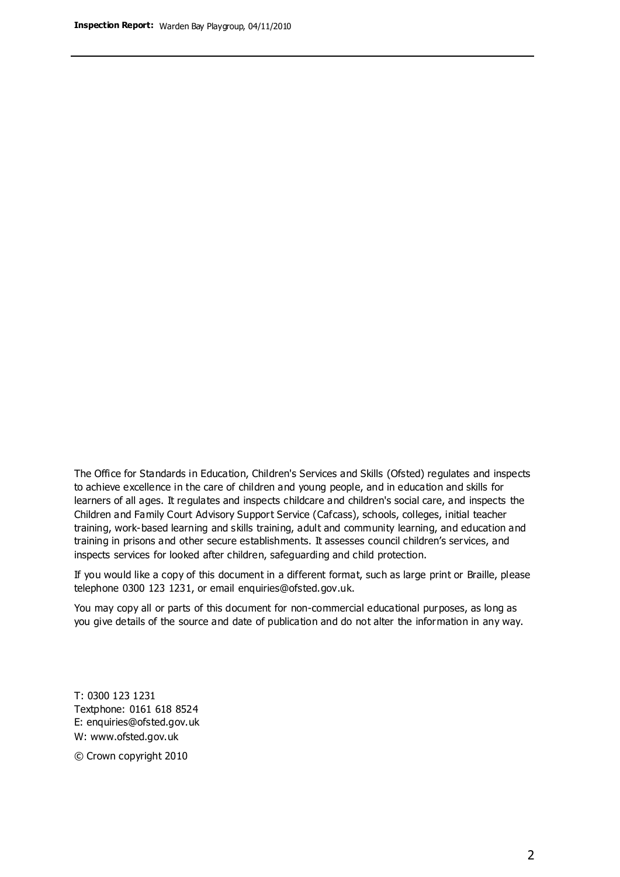The Office for Standards in Education, Children's Services and Skills (Ofsted) regulates and inspects to achieve excellence in the care of children and young people, and in education and skills for learners of all ages. It regulates and inspects childcare and children's social care, and inspects the Children and Family Court Advisory Support Service (Cafcass), schools, colleges, initial teacher training, work-based learning and skills training, adult and community learning, and education and training in prisons and other secure establishments. It assesses council children's services, and inspects services for looked after children, safeguarding and child protection.

If you would like a copy of this document in a different format, such as large print or Braille, please telephone 0300 123 1231, or email enquiries@ofsted.gov.uk.

You may copy all or parts of this document for non-commercial educational purposes, as long as you give details of the source and date of publication and do not alter the information in any way.

T: 0300 123 1231
Textphone: 0161 618 8524
E: enquiries@ofsted.gov.uk
W: www.ofsted.gov.uk

© Crown copyright 2010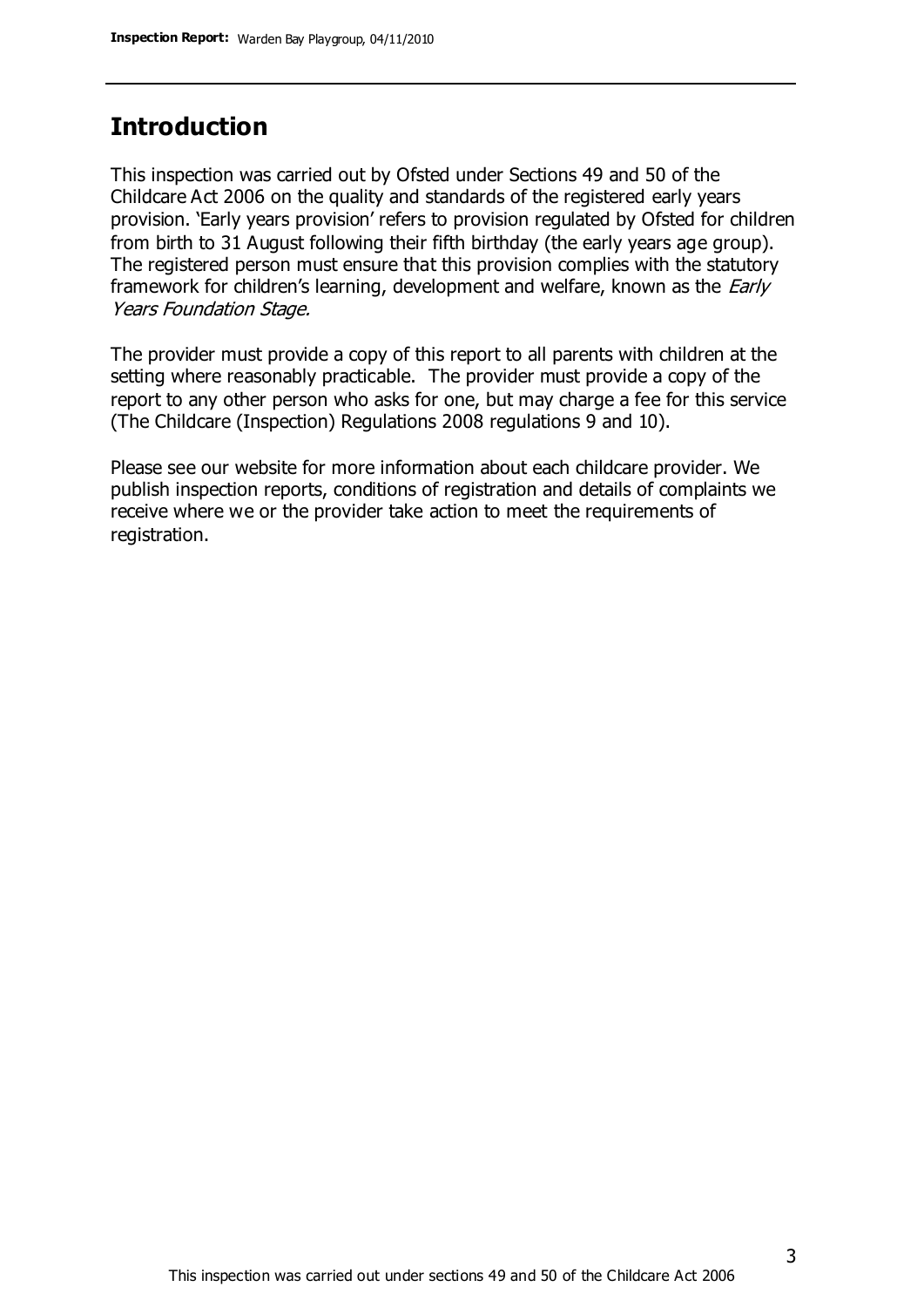## Introduction

This inspection was carried out by Ofsted under Sections 49 and 50 of the Childcare Act 2006 on the quality and standards of the registered early years provision. 'Early years provision' refers to provision regulated by Ofsted for children from birth to 31 August following their fifth birthday (the early years age group). The registered person must ensure that this provision complies with the statutory framework for children's learning, development and welfare, known as the *Early Years Foundation Stage.*

The provider must provide a copy of this report to all parents with children at the setting where reasonably practicable. The provider must provide a copy of the report to any other person who asks for one, but may charge a fee for this service (The Childcare (Inspection) Regulations 2008 regulations 9 and 10).

Please see our website for more information about each childcare provider. We publish inspection reports, conditions of registration and details of complaints we receive where we or the provider take action to meet the requirements of registration.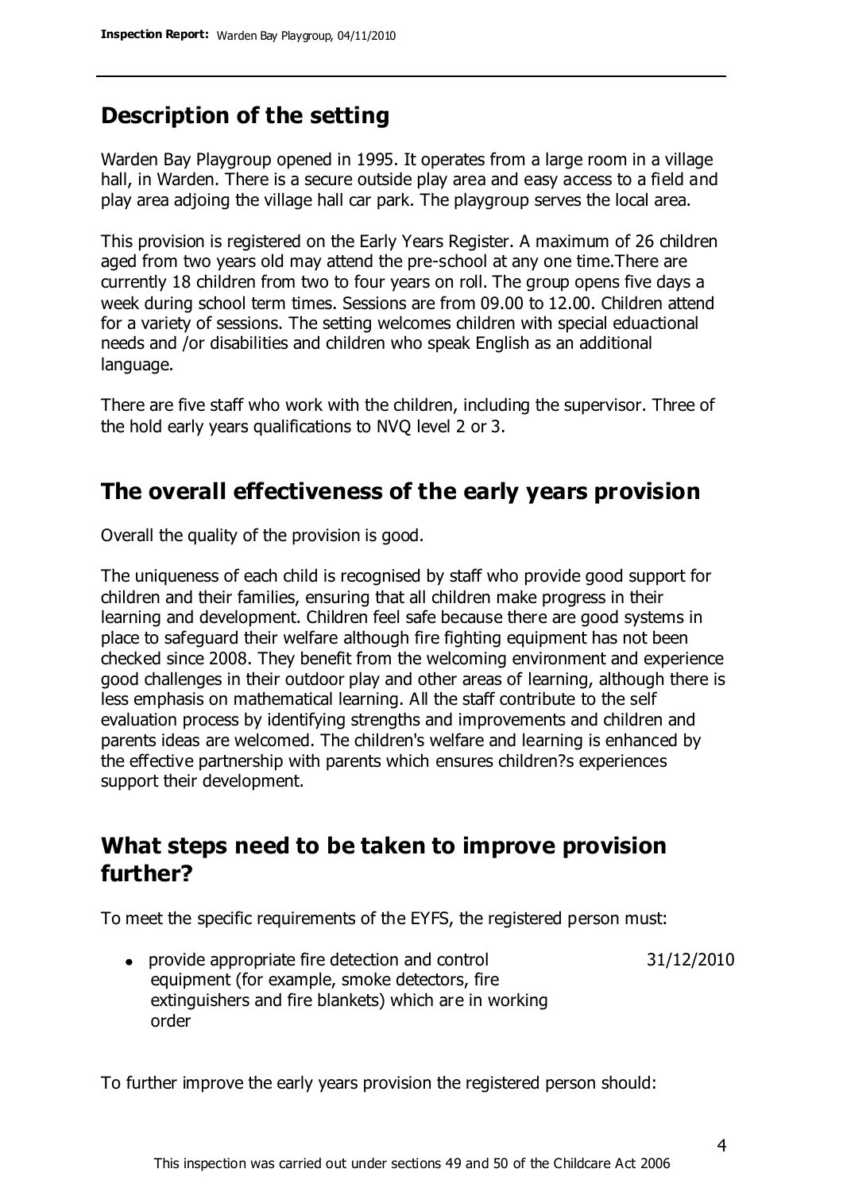## Description of the setting

Warden Bay Playgroup opened in 1995. It operates from a large room in a village hall, in Warden. There is a secure outside play area and easy access to a field and play area adjoing the village hall car park. The playgroup serves the local area.

This provision is registered on the Early Years Register. A maximum of 26 children aged from two years old may attend the pre-school at any one time.There are currently 18 children from two to four years on roll. The group opens five days a week during school term times. Sessions are from 09.00 to 12.00. Children attend for a variety of sessions. The setting welcomes children with special eduactional needs and /or disabilities and children who speak English as an additional language.

There are five staff who work with the children, including the supervisor. Three of the hold early years qualifications to NVQ level 2 or 3.

## The overall effectiveness of the early years provision

Overall the quality of the provision is good.

The uniqueness of each child is recognised by staff who provide good support for children and their families, ensuring that all children make progress in their learning and development. Children feel safe because there are good systems in place to safeguard their welfare although fire fighting equipment has not been checked since 2008. They benefit from the welcoming environment and experience good challenges in their outdoor play and other areas of learning, although there is less emphasis on mathematical learning. All the staff contribute to the self evaluation process by identifying strengths and improvements and children and parents ideas are welcomed. The children's welfare and learning is enhanced by the effective partnership with parents which ensures children?s experiences support their development.

## What steps need to be taken to improve provision further?

To meet the specific requirements of the EYFS, the registered person must:

- provide appropriate fire detection and control equipment (for example, smoke detectors, fire extinguishers and fire blankets) which are in working order — 31/12/2010

To further improve the early years provision the registered person should: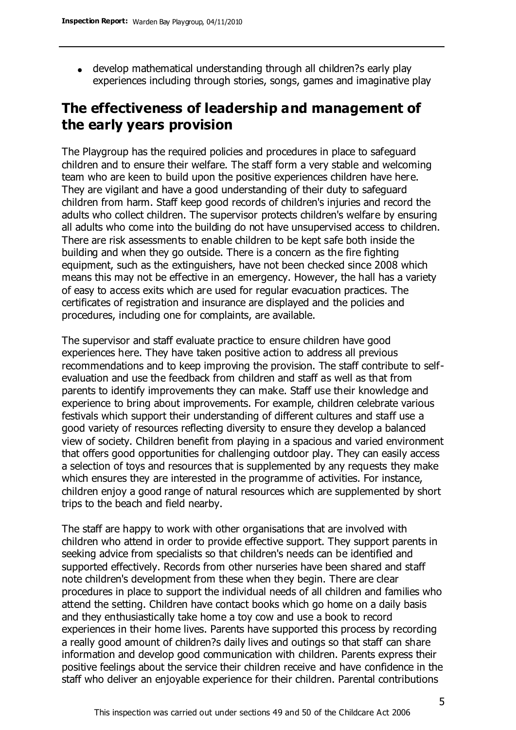- develop mathematical understanding through all children?s early play experiences including through stories, songs, games and imaginative play

## The effectiveness of leadership and management of the early years provision

The Playgroup has the required policies and procedures in place to safeguard children and to ensure their welfare. The staff form a very stable and welcoming team who are keen to build upon the positive experiences children have here. They are vigilant and have a good understanding of their duty to safeguard children from harm. Staff keep good records of children's injuries and record the adults who collect children. The supervisor protects children's welfare by ensuring all adults who come into the building do not have unsupervised access to children. There are risk assessments to enable children to be kept safe both inside the building and when they go outside. There is a concern as the fire fighting equipment, such as the extinguishers, have not been checked since 2008 which means this may not be effective in an emergency. However, the hall has a variety of easy to access exits which are used for regular evacuation practices. The certificates of registration and insurance are displayed and the policies and procedures, including one for complaints, are available.

The supervisor and staff evaluate practice to ensure children have good experiences here. They have taken positive action to address all previous recommendations and to keep improving the provision. The staff contribute to self-evaluation and use the feedback from children and staff as well as that from parents to identify improvements they can make. Staff use their knowledge and experience to bring about improvements. For example, children celebrate various festivals which support their understanding of different cultures and staff use a good variety of resources reflecting diversity to ensure they develop a balanced view of society. Children benefit from playing in a spacious and varied environment that offers good opportunities for challenging outdoor play. They can easily access a selection of toys and resources that is supplemented by any requests they make which ensures they are interested in the programme of activities. For instance, children enjoy a good range of natural resources which are supplemented by short trips to the beach and field nearby.

The staff are happy to work with other organisations that are involved with children who attend in order to provide effective support. They support parents in seeking advice from specialists so that children's needs can be identified and supported effectively. Records from other nurseries have been shared and staff note children's development from these when they begin. There are clear procedures in place to support the individual needs of all children and families who attend the setting. Children have contact books which go home on a daily basis and they enthusiastically take home a toy cow and use a book to record experiences in their home lives. Parents have supported this process by recording a really good amount of children?s daily lives and outings so that staff can share information and develop good communication with children. Parents express their positive feelings about the service their children receive and have confidence in the staff who deliver an enjoyable experience for their children. Parental contributions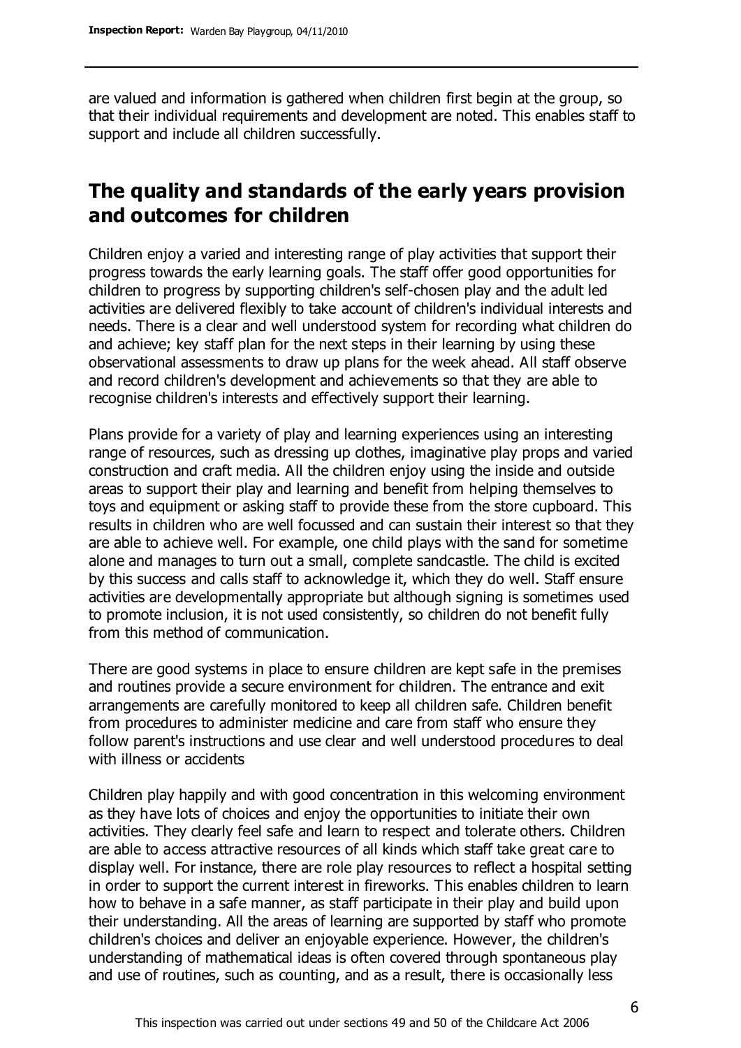are valued and information is gathered when children first begin at the group, so that their individual requirements and development are noted. This enables staff to support and include all children successfully.

## The quality and standards of the early years provision and outcomes for children

Children enjoy a varied and interesting range of play activities that support their progress towards the early learning goals. The staff offer good opportunities for children to progress by supporting children's self-chosen play and the adult led activities are delivered flexibly to take account of children's individual interests and needs. There is a clear and well understood system for recording what children do and achieve; key staff plan for the next steps in their learning by using these observational assessments to draw up plans for the week ahead. All staff observe and record children's development and achievements so that they are able to recognise children's interests and effectively support their learning.

Plans provide for a variety of play and learning experiences using an interesting range of resources, such as dressing up clothes, imaginative play props and varied construction and craft media. All the children enjoy using the inside and outside areas to support their play and learning and benefit from helping themselves to toys and equipment or asking staff to provide these from the store cupboard. This results in children who are well focussed and can sustain their interest so that they are able to achieve well. For example, one child plays with the sand for sometime alone and manages to turn out a small, complete sandcastle. The child is excited by this success and calls staff to acknowledge it, which they do well. Staff ensure activities are developmentally appropriate but although signing is sometimes used to promote inclusion, it is not used consistently, so children do not benefit fully from this method of communication.

There are good systems in place to ensure children are kept safe in the premises and routines provide a secure environment for children. The entrance and exit arrangements are carefully monitored to keep all children safe. Children benefit from procedures to administer medicine and care from staff who ensure they follow parent's instructions and use clear and well understood procedures to deal with illness or accidents

Children play happily and with good concentration in this welcoming environment as they have lots of choices and enjoy the opportunities to initiate their own activities. They clearly feel safe and learn to respect and tolerate others. Children are able to access attractive resources of all kinds which staff take great care to display well. For instance, there are role play resources to reflect a hospital setting in order to support the current interest in fireworks. This enables children to learn how to behave in a safe manner, as staff participate in their play and build upon their understanding. All the areas of learning are supported by staff who promote children's choices and deliver an enjoyable experience. However, the children's understanding of mathematical ideas is often covered through spontaneous play and use of routines, such as counting, and as a result, there is occasionally less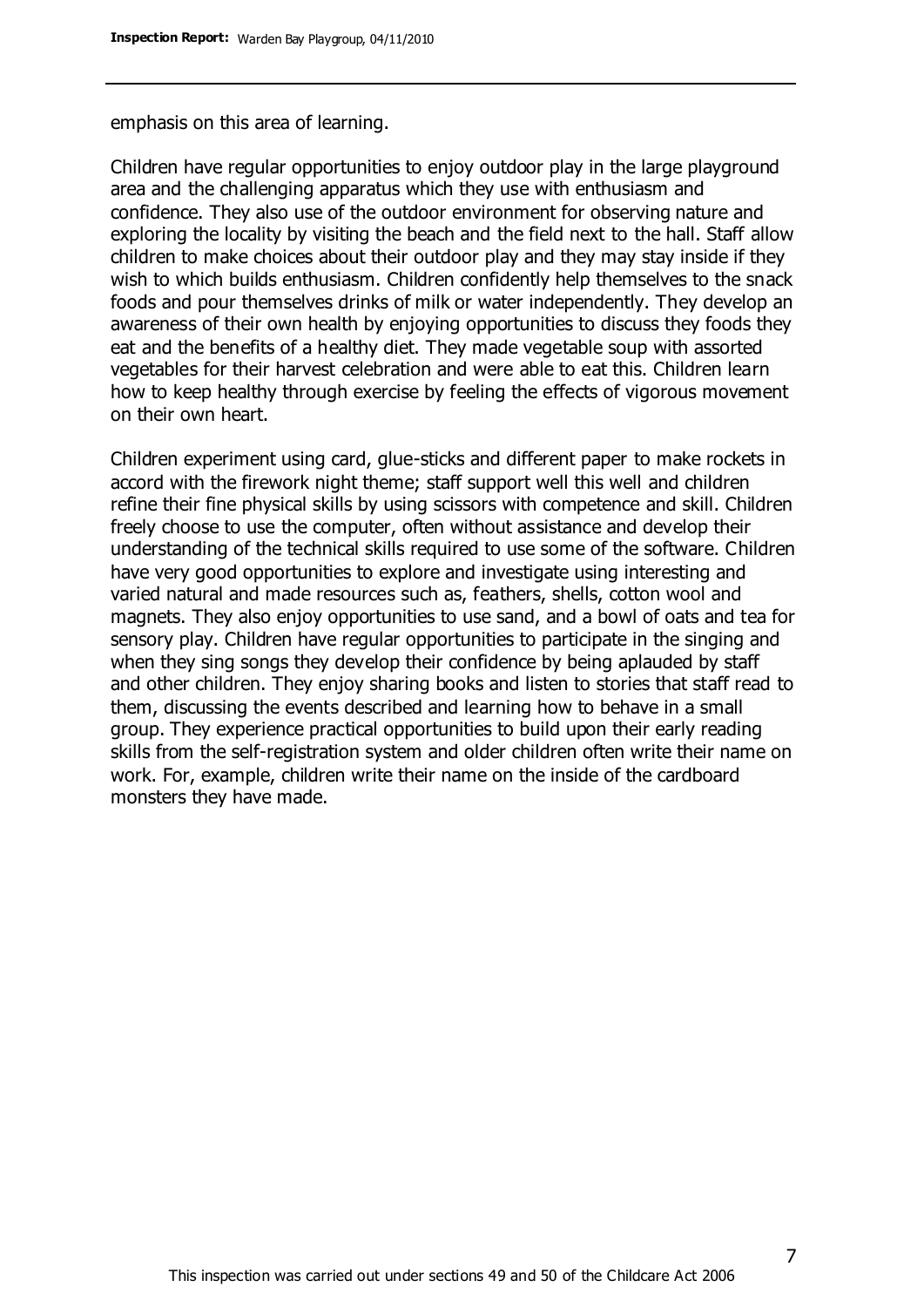emphasis on this area of learning.

Children have regular opportunities to enjoy outdoor play in the large playground area and the challenging apparatus which they use with enthusiasm and confidence. They also use of the outdoor environment for observing nature and exploring the locality by visiting the beach and the field next to the hall. Staff allow children to make choices about their outdoor play and they may stay inside if they wish to which builds enthusiasm. Children confidently help themselves to the snack foods and pour themselves drinks of milk or water independently. They develop an awareness of their own health by enjoying opportunities to discuss they foods they eat and the benefits of a healthy diet. They made vegetable soup with assorted vegetables for their harvest celebration and were able to eat this. Children learn how to keep healthy through exercise by feeling the effects of vigorous movement on their own heart.

Children experiment using card, glue-sticks and different paper to make rockets in accord with the firework night theme; staff support well this well and children refine their fine physical skills by using scissors with competence and skill. Children freely choose to use the computer, often without assistance and develop their understanding of the technical skills required to use some of the software. Children have very good opportunities to explore and investigate using interesting and varied natural and made resources such as, feathers, shells, cotton wool and magnets. They also enjoy opportunities to use sand, and a bowl of oats and tea for sensory play. Children have regular opportunities to participate in the singing and when they sing songs they develop their confidence by being aplauded by staff and other children. They enjoy sharing books and listen to stories that staff read to them, discussing the events described and learning how to behave in a small group. They experience practical opportunities to build upon their early reading skills from the self-registration system and older children often write their name on work. For, example, children write their name on the inside of the cardboard monsters they have made.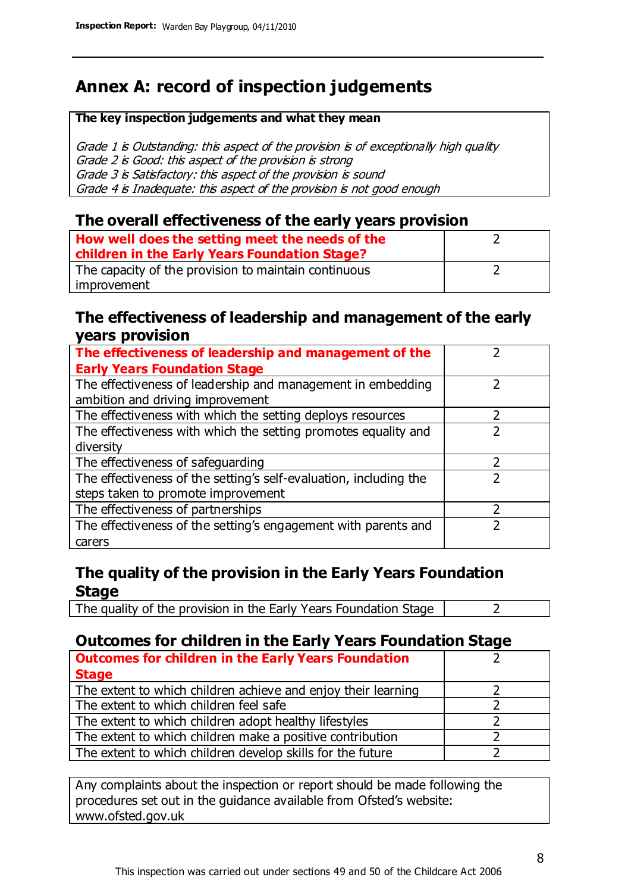# Annex A: record of inspection judgements

**The key inspection judgements and what they mean**

*Grade 1 is Outstanding: this aspect of the provision is of exceptionally high quality*
*Grade 2 is Good: this aspect of the provision is strong*
*Grade 3 is Satisfactory: this aspect of the provision is sound*
*Grade 4 is Inadequate: this aspect of the provision is not good enough*

## The overall effectiveness of the early years provision

| | |
|---|---|
| **How well does the setting meet the needs of the children in the Early Years Foundation Stage?** | 2 |
| The capacity of the provision to maintain continuous improvement | 2 |

## The effectiveness of leadership and management of the early years provision

| | |
|---|---|
| **The effectiveness of leadership and management of the Early Years Foundation Stage** | 2 |
| The effectiveness of leadership and management in embedding ambition and driving improvement | 2 |
| The effectiveness with which the setting deploys resources | 2 |
| The effectiveness with which the setting promotes equality and diversity | 2 |
| The effectiveness of safeguarding | 2 |
| The effectiveness of the setting's self-evaluation, including the steps taken to promote improvement | 2 |
| The effectiveness of partnerships | 2 |
| The effectiveness of the setting's engagement with parents and carers | 2 |

## The quality of the provision in the Early Years Foundation Stage

| | |
|---|---|
| The quality of the provision in the Early Years Foundation Stage | 2 |

## Outcomes for children in the Early Years Foundation Stage

| | |
|---|---|
| **Outcomes for children in the Early Years Foundation Stage** | 2 |
| The extent to which children achieve and enjoy their learning | 2 |
| The extent to which children feel safe | 2 |
| The extent to which children adopt healthy lifestyles | 2 |
| The extent to which children make a positive contribution | 2 |
| The extent to which children develop skills for the future | 2 |

Any complaints about the inspection or report should be made following the procedures set out in the guidance available from Ofsted's website: www.ofsted.gov.uk

This inspection was carried out under sections 49 and 50 of the Childcare Act 2006